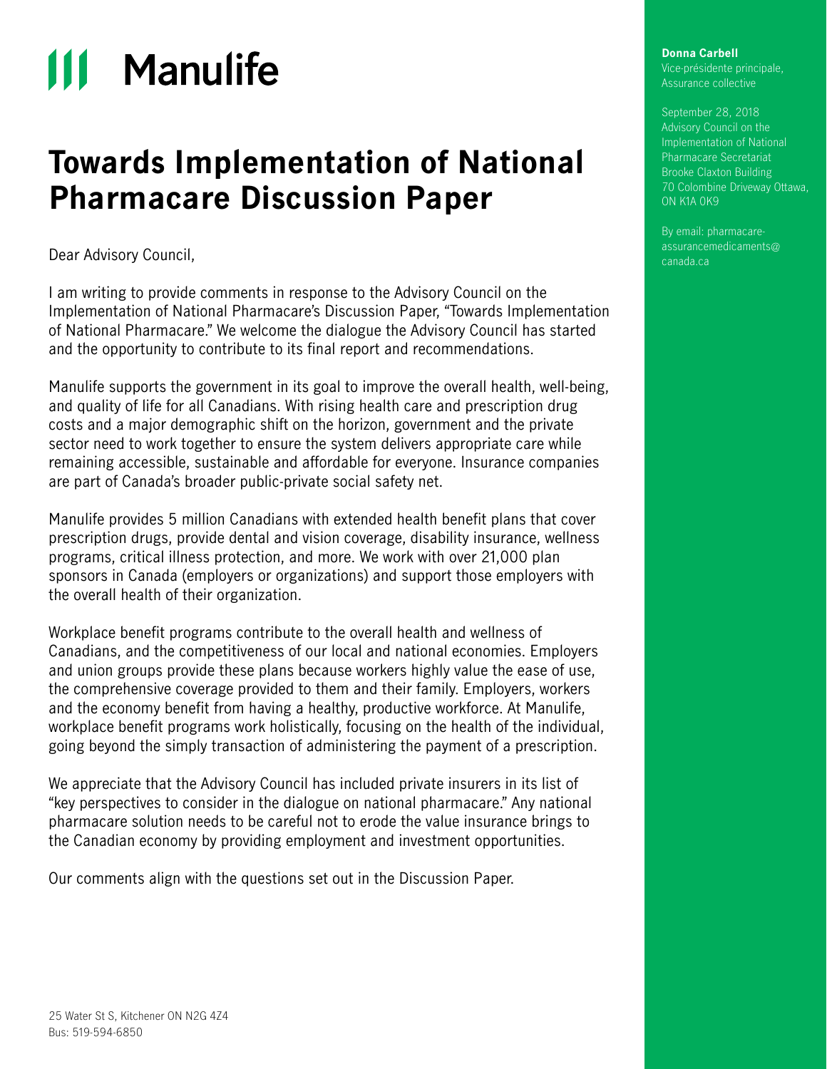# Manulife

# Towards Implementation of National Pharmacare Discussion Paper

**Donna Carbell**
Vice-présidente principale,
Assurance collective

September 28, 2018
Advisory Council on the Implementation of National Pharmacare Secretariat
Brooke Claxton Building
70 Colombine Driveway Ottawa, ON K1A 0K9

By email: pharmacare-assurancemedicaments@canada.ca

Dear Advisory Council,

I am writing to provide comments in response to the Advisory Council on the Implementation of National Pharmacare's Discussion Paper, "Towards Implementation of National Pharmacare." We welcome the dialogue the Advisory Council has started and the opportunity to contribute to its final report and recommendations.

Manulife supports the government in its goal to improve the overall health, well-being, and quality of life for all Canadians. With rising health care and prescription drug costs and a major demographic shift on the horizon, government and the private sector need to work together to ensure the system delivers appropriate care while remaining accessible, sustainable and affordable for everyone. Insurance companies are part of Canada's broader public-private social safety net.

Manulife provides 5 million Canadians with extended health benefit plans that cover prescription drugs, provide dental and vision coverage, disability insurance, wellness programs, critical illness protection, and more. We work with over 21,000 plan sponsors in Canada (employers or organizations) and support those employers with the overall health of their organization.

Workplace benefit programs contribute to the overall health and wellness of Canadians, and the competitiveness of our local and national economies. Employers and union groups provide these plans because workers highly value the ease of use, the comprehensive coverage provided to them and their family. Employers, workers and the economy benefit from having a healthy, productive workforce. At Manulife, workplace benefit programs work holistically, focusing on the health of the individual, going beyond the simply transaction of administering the payment of a prescription.

We appreciate that the Advisory Council has included private insurers in its list of "key perspectives to consider in the dialogue on national pharmacare." Any national pharmacare solution needs to be careful not to erode the value insurance brings to the Canadian economy by providing employment and investment opportunities.

Our comments align with the questions set out in the Discussion Paper.

25 Water St S, Kitchener ON N2G 4Z4
Bus: 519-594-6850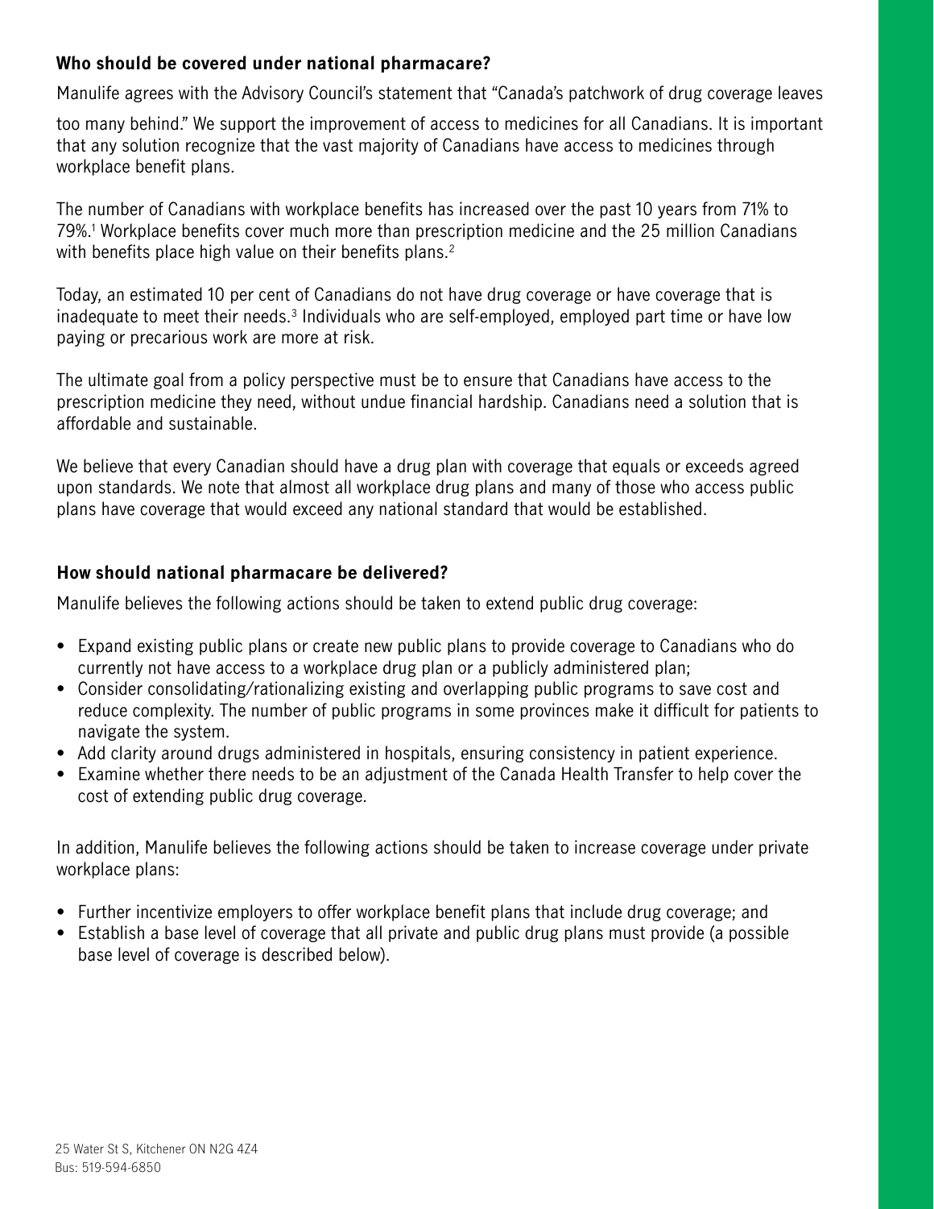### Who should be covered under national pharmacare?

Manulife agrees with the Advisory Council's statement that "Canada's patchwork of drug coverage leaves too many behind." We support the improvement of access to medicines for all Canadians. It is important that any solution recognize that the vast majority of Canadians have access to medicines through workplace benefit plans.

The number of Canadians with workplace benefits has increased over the past 10 years from 71% to 79%.[1] Workplace benefits cover much more than prescription medicine and the 25 million Canadians with benefits place high value on their benefits plans.[2]

Today, an estimated 10 per cent of Canadians do not have drug coverage or have coverage that is inadequate to meet their needs.[3] Individuals who are self-employed, employed part time or have low paying or precarious work are more at risk.

The ultimate goal from a policy perspective must be to ensure that Canadians have access to the prescription medicine they need, without undue financial hardship. Canadians need a solution that is affordable and sustainable.

We believe that every Canadian should have a drug plan with coverage that equals or exceeds agreed upon standards. We note that almost all workplace drug plans and many of those who access public plans have coverage that would exceed any national standard that would be established.

### How should national pharmacare be delivered?

Manulife believes the following actions should be taken to extend public drug coverage:

- Expand existing public plans or create new public plans to provide coverage to Canadians who do currently not have access to a workplace drug plan or a publicly administered plan;
- Consider consolidating/rationalizing existing and overlapping public programs to save cost and reduce complexity. The number of public programs in some provinces make it difficult for patients to navigate the system.
- Add clarity around drugs administered in hospitals, ensuring consistency in patient experience.
- Examine whether there needs to be an adjustment of the Canada Health Transfer to help cover the cost of extending public drug coverage.

In addition, Manulife believes the following actions should be taken to increase coverage under private workplace plans:

- Further incentivize employers to offer workplace benefit plans that include drug coverage; and
- Establish a base level of coverage that all private and public drug plans must provide (a possible base level of coverage is described below).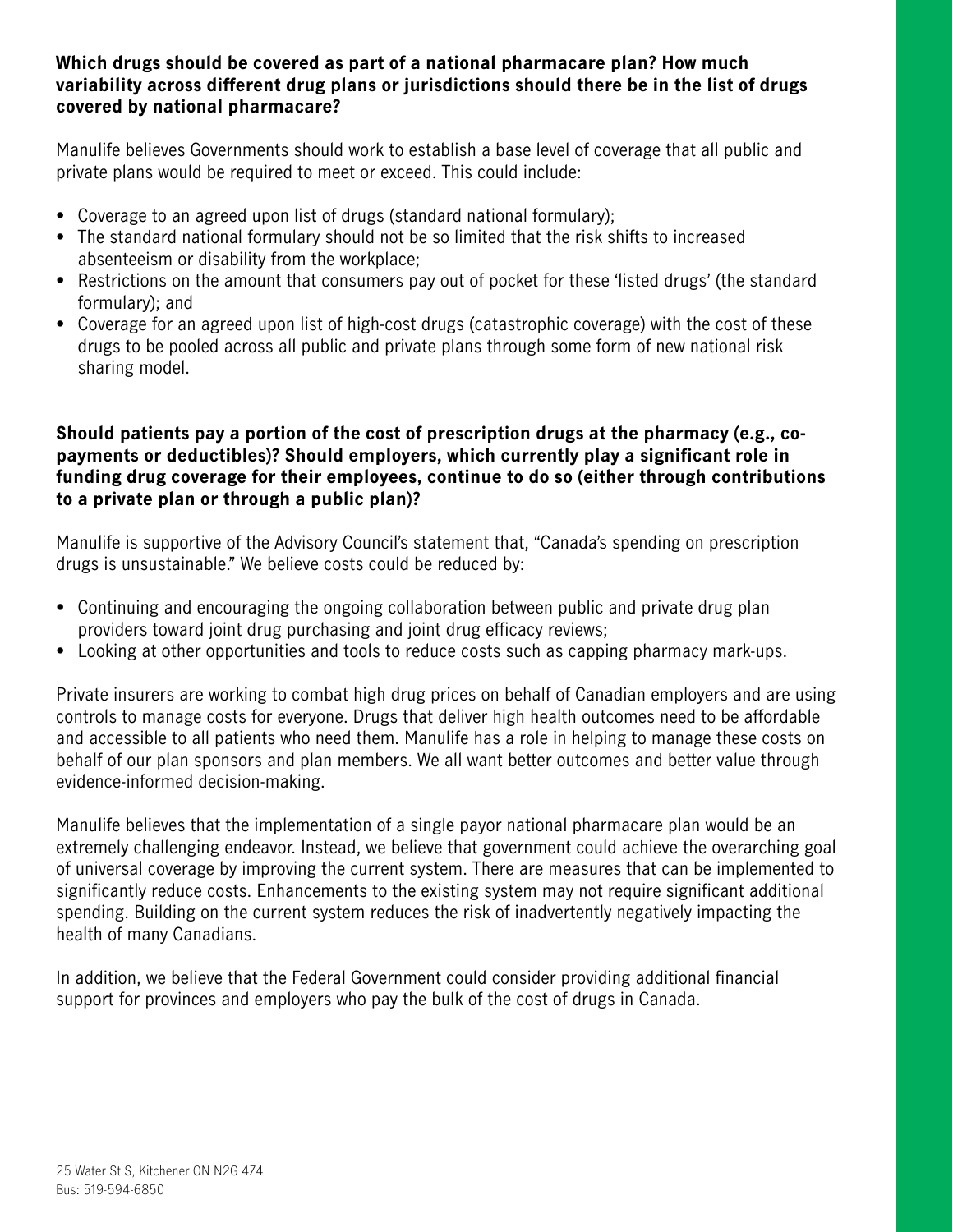**Which drugs should be covered as part of a national pharmacare plan? How much variability across different drug plans or jurisdictions should there be in the list of drugs covered by national pharmacare?**

Manulife believes Governments should work to establish a base level of coverage that all public and private plans would be required to meet or exceed. This could include:

- Coverage to an agreed upon list of drugs (standard national formulary);
- The standard national formulary should not be so limited that the risk shifts to increased absenteeism or disability from the workplace;
- Restrictions on the amount that consumers pay out of pocket for these 'listed drugs' (the standard formulary); and
- Coverage for an agreed upon list of high-cost drugs (catastrophic coverage) with the cost of these drugs to be pooled across all public and private plans through some form of new national risk sharing model.

**Should patients pay a portion of the cost of prescription drugs at the pharmacy (e.g., co-payments or deductibles)? Should employers, which currently play a significant role in funding drug coverage for their employees, continue to do so (either through contributions to a private plan or through a public plan)?**

Manulife is supportive of the Advisory Council's statement that, "Canada's spending on prescription drugs is unsustainable." We believe costs could be reduced by:

- Continuing and encouraging the ongoing collaboration between public and private drug plan providers toward joint drug purchasing and joint drug efficacy reviews;
- Looking at other opportunities and tools to reduce costs such as capping pharmacy mark-ups.

Private insurers are working to combat high drug prices on behalf of Canadian employers and are using controls to manage costs for everyone. Drugs that deliver high health outcomes need to be affordable and accessible to all patients who need them. Manulife has a role in helping to manage these costs on behalf of our plan sponsors and plan members. We all want better outcomes and better value through evidence-informed decision-making.

Manulife believes that the implementation of a single payor national pharmacare plan would be an extremely challenging endeavor. Instead, we believe that government could achieve the overarching goal of universal coverage by improving the current system. There are measures that can be implemented to significantly reduce costs. Enhancements to the existing system may not require significant additional spending. Building on the current system reduces the risk of inadvertently negatively impacting the health of many Canadians.

In addition, we believe that the Federal Government could consider providing additional financial support for provinces and employers who pay the bulk of the cost of drugs in Canada.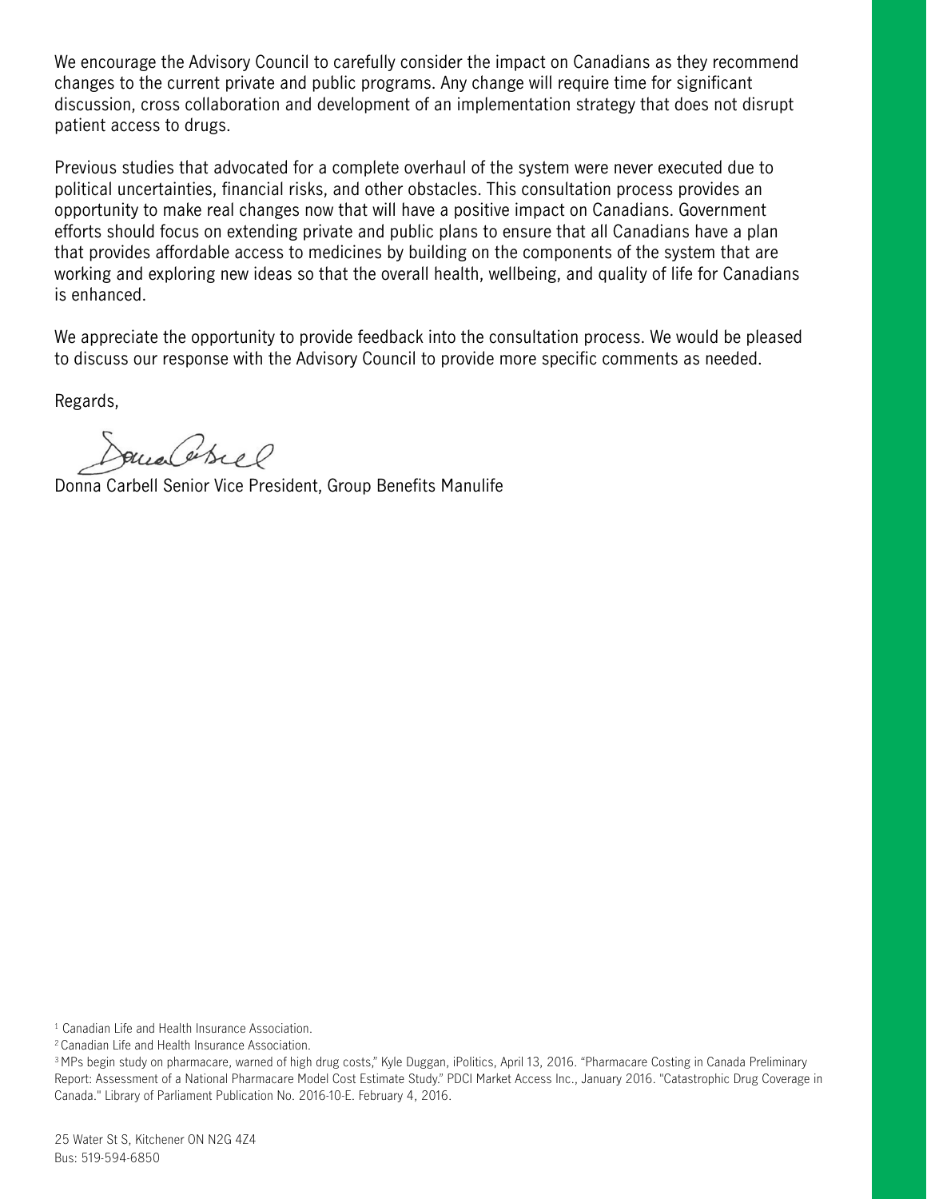We encourage the Advisory Council to carefully consider the impact on Canadians as they recommend changes to the current private and public programs. Any change will require time for significant discussion, cross collaboration and development of an implementation strategy that does not disrupt patient access to drugs.

Previous studies that advocated for a complete overhaul of the system were never executed due to political uncertainties, financial risks, and other obstacles. This consultation process provides an opportunity to make real changes now that will have a positive impact on Canadians. Government efforts should focus on extending private and public plans to ensure that all Canadians have a plan that provides affordable access to medicines by building on the components of the system that are working and exploring new ideas so that the overall health, wellbeing, and quality of life for Canadians is enhanced.

We appreciate the opportunity to provide feedback into the consultation process. We would be pleased to discuss our response with the Advisory Council to provide more specific comments as needed.

Regards,

Donna Carbell Senior Vice President, Group Benefits Manulife

[1] Canadian Life and Health Insurance Association.

[2] Canadian Life and Health Insurance Association.

[3] MPs begin study on pharmacare, warned of high drug costs," Kyle Duggan, iPolitics, April 13, 2016. "Pharmacare Costing in Canada Preliminary Report: Assessment of a National Pharmacare Model Cost Estimate Study." PDCI Market Access Inc., January 2016. "Catastrophic Drug Coverage in Canada." Library of Parliament Publication No. 2016-10-E. February 4, 2016.

25 Water St S, Kitchener ON N2G 4Z4
Bus: 519-594-6850